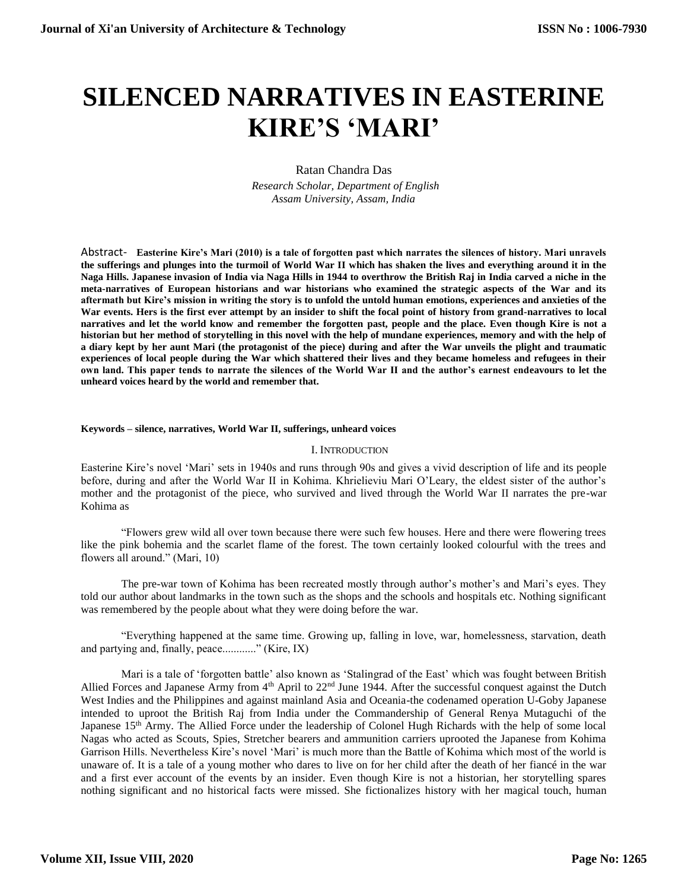# SILENCED NARRATIVES IN EASTERINE KIRE'S 'MARI'

Ratan Chandra Das

*Research Scholar, Department of English*
*Assam University, Assam, India*

Abstract- **Easterine Kire's Mari (2010) is a tale of forgotten past which narrates the silences of history. Mari unravels the sufferings and plunges into the turmoil of World War II which has shaken the lives and everything around it in the Naga Hills. Japanese invasion of India via Naga Hills in 1944 to overthrow the British Raj in India carved a niche in the meta-narratives of European historians and war historians who examined the strategic aspects of the War and its aftermath but Kire's mission in writing the story is to unfold the untold human emotions, experiences and anxieties of the War events. Hers is the first ever attempt by an insider to shift the focal point of history from grand-narratives to local narratives and let the world know and remember the forgotten past, people and the place. Even though Kire is not a historian but her method of storytelling in this novel with the help of mundane experiences, memory and with the help of a diary kept by her aunt Mari (the protagonist of the piece) during and after the War unveils the plight and traumatic experiences of local people during the War which shattered their lives and they became homeless and refugees in their own land. This paper tends to narrate the silences of the World War II and the author's earnest endeavours to let the unheard voices heard by the world and remember that.**

**Keywords – silence, narratives, World War II, sufferings, unheard voices**

## I. Introduction

Easterine Kire's novel 'Mari' sets in 1940s and runs through 90s and gives a vivid description of life and its people before, during and after the World War II in Kohima. Khrielieviu Mari O'Leary, the eldest sister of the author's mother and the protagonist of the piece, who survived and lived through the World War II narrates the pre-war Kohima as

"Flowers grew wild all over town because there were such few houses. Here and there were flowering trees like the pink bohemia and the scarlet flame of the forest. The town certainly looked colourful with the trees and flowers all around." (Mari, 10)

The pre-war town of Kohima has been recreated mostly through author's mother's and Mari's eyes. They told our author about landmarks in the town such as the shops and the schools and hospitals etc. Nothing significant was remembered by the people about what they were doing before the war.

"Everything happened at the same time. Growing up, falling in love, war, homelessness, starvation, death and partying and, finally, peace............" (Kire, IX)

Mari is a tale of 'forgotten battle' also known as 'Stalingrad of the East' which was fought between British Allied Forces and Japanese Army from 4th April to 22nd June 1944. After the successful conquest against the Dutch West Indies and the Philippines and against mainland Asia and Oceania-the codenamed operation U-Goby Japanese intended to uproot the British Raj from India under the Commandership of General Renya Mutaguchi of the Japanese 15th Army. The Allied Force under the leadership of Colonel Hugh Richards with the help of some local Nagas who acted as Scouts, Spies, Stretcher bearers and ammunition carriers uprooted the Japanese from Kohima Garrison Hills. Nevertheless Kire's novel 'Mari' is much more than the Battle of Kohima which most of the world is unaware of. It is a tale of a young mother who dares to live on for her child after the death of her fiancé in the war and a first ever account of the events by an insider. Even though Kire is not a historian, her storytelling spares nothing significant and no historical facts were missed. She fictionalizes history with her magical touch, human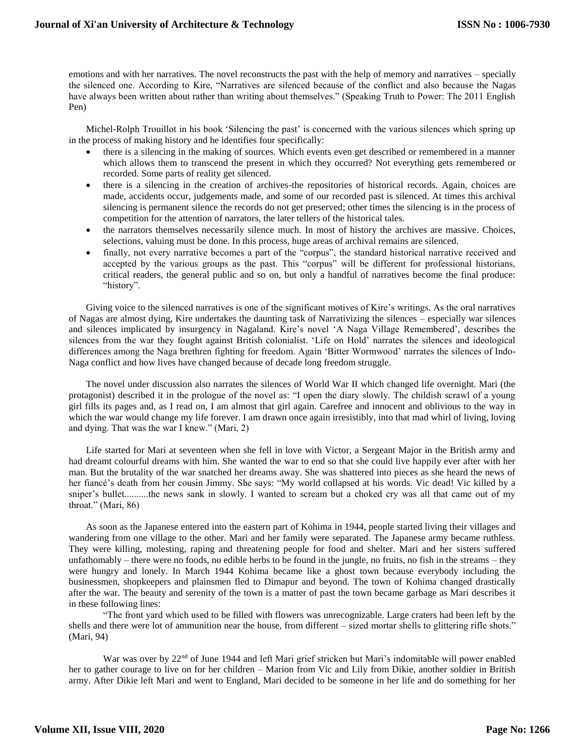emotions and with her narratives. The novel reconstructs the past with the help of memory and narratives – specially the silenced one. According to Kire, "Narratives are silenced because of the conflict and also because the Nagas have always been written about rather than writing about themselves." (Speaking Truth to Power: The 2011 English Pen)

Michel-Rolph Trouillot in his book 'Silencing the past' is concerned with the various silences which spring up in the process of making history and he identifies four specifically:

- there is a silencing in the making of sources. Which events even get described or remembered in a manner which allows them to transcend the present in which they occurred? Not everything gets remembered or recorded. Some parts of reality get silenced.
- there is a silencing in the creation of archives-the repositories of historical records. Again, choices are made, accidents occur, judgements made, and some of our recorded past is silenced. At times this archival silencing is permanent silence the records do not get preserved; other times the silencing is in the process of competition for the attention of narrators, the later tellers of the historical tales.
- the narrators themselves necessarily silence much. In most of history the archives are massive. Choices, selections, valuing must be done. In this process, huge areas of archival remains are silenced.
- finally, not every narrative becomes a part of the "corpus", the standard historical narrative received and accepted by the various groups as the past. This "corpus" will be different for professional historians, critical readers, the general public and so on, but only a handful of narratives become the final produce: "history".

Giving voice to the silenced narratives is one of the significant motives of Kire's writings. As the oral narratives of Nagas are almost dying, Kire undertakes the daunting task of Narrativizing the silences – especially war silences and silences implicated by insurgency in Nagaland. Kire's novel 'A Naga Village Remembered', describes the silences from the war they fought against British colonialist. 'Life on Hold' narrates the silences and ideological differences among the Naga brethren fighting for freedom. Again 'Bitter Wormwood' narrates the silences of Indo-Naga conflict and how lives have changed because of decade long freedom struggle.

The novel under discussion also narrates the silences of World War II which changed life overnight. Mari (the protagonist) described it in the prologue of the novel as: "I open the diary slowly. The childish scrawl of a young girl fills its pages and, as I read on, I am almost that girl again. Carefree and innocent and oblivious to the way in which the war would change my life forever. I am drawn once again irresistibly, into that mad whirl of living, loving and dying. That was the war I knew." (Mari, 2)

Life started for Mari at seventeen when she fell in love with Victor, a Sergeant Major in the British army and had dreamt colourful dreams with him. She wanted the war to end so that she could live happily ever after with her man. But the brutality of the war snatched her dreams away. She was shattered into pieces as she heard the news of her fiancé's death from her cousin Jimmy. She says: "My world collapsed at his words. Vic dead! Vic killed by a sniper's bullet..........the news sank in slowly. I wanted to scream but a choked cry was all that came out of my throat." (Mari, 86)

As soon as the Japanese entered into the eastern part of Kohima in 1944, people started living their villages and wandering from one village to the other. Mari and her family were separated. The Japanese army became ruthless. They were killing, molesting, raping and threatening people for food and shelter. Mari and her sisters suffered unfathomably – there were no foods, no edible herbs to be found in the jungle, no fruits, no fish in the streams – they were hungry and lonely. In March 1944 Kohima became like a ghost town because everybody including the businessmen, shopkeepers and plainsmen fled to Dimapur and beyond. The town of Kohima changed drastically after the war. The beauty and serenity of the town is a matter of past the town became garbage as Mari describes it in these following lines:

"The front yard which used to be filled with flowers was unrecognizable. Large craters had been left by the shells and there were lot of ammunition near the house, from different – sized mortar shells to glittering rifle shots." (Mari, 94)

War was over by 22nd of June 1944 and left Mari grief stricken but Mari's indomitable will power enabled her to gather courage to live on for her children – Marion from Vic and Lily from Dikie, another soldier in British army. After Dikie left Mari and went to England, Mari decided to be someone in her life and do something for her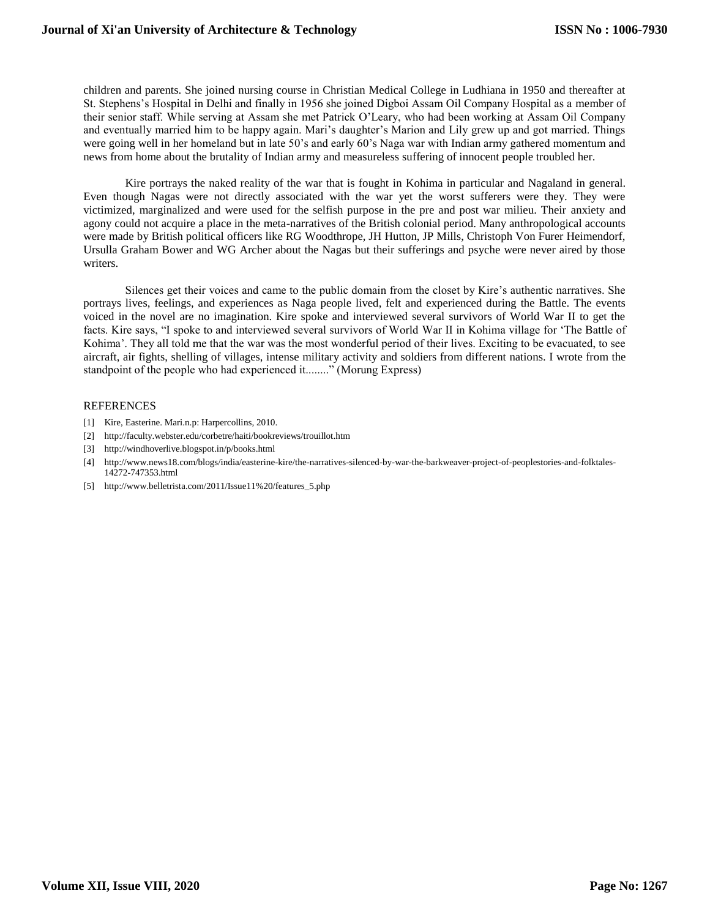children and parents. She joined nursing course in Christian Medical College in Ludhiana in 1950 and thereafter at St. Stephens's Hospital in Delhi and finally in 1956 she joined Digboi Assam Oil Company Hospital as a member of their senior staff. While serving at Assam she met Patrick O'Leary, who had been working at Assam Oil Company and eventually married him to be happy again. Mari's daughter's Marion and Lily grew up and got married. Things were going well in her homeland but in late 50's and early 60's Naga war with Indian army gathered momentum and news from home about the brutality of Indian army and measureless suffering of innocent people troubled her.

Kire portrays the naked reality of the war that is fought in Kohima in particular and Nagaland in general. Even though Nagas were not directly associated with the war yet the worst sufferers were they. They were victimized, marginalized and were used for the selfish purpose in the pre and post war milieu. Their anxiety and agony could not acquire a place in the meta-narratives of the British colonial period. Many anthropological accounts were made by British political officers like RG Woodthrope, JH Hutton, JP Mills, Christoph Von Furer Heimendorf, Ursulla Graham Bower and WG Archer about the Nagas but their sufferings and psyche were never aired by those writers.

Silences get their voices and came to the public domain from the closet by Kire's authentic narratives. She portrays lives, feelings, and experiences as Naga people lived, felt and experienced during the Battle. The events voiced in the novel are no imagination. Kire spoke and interviewed several survivors of World War II to get the facts. Kire says, "I spoke to and interviewed several survivors of World War II in Kohima village for 'The Battle of Kohima'. They all told me that the war was the most wonderful period of their lives. Exciting to be evacuated, to see aircraft, air fights, shelling of villages, intense military activity and soldiers from different nations. I wrote from the standpoint of the people who had experienced it........" (Morung Express)

## REFERENCES

[1] Kire, Easterine. Mari.n.p: Harpercollins, 2010.

[2] http://faculty.webster.edu/corbetre/haiti/bookreviews/trouillot.htm

[3] http://windhoverlive.blogspot.in/p/books.html

[4] http://www.news18.com/blogs/india/easterine-kire/the-narratives-silenced-by-war-the-barkweaver-project-of-peoplestories-and-folktales-14272-747353.html

[5] http://www.belletrista.com/2011/Issue11%20/features_5.php